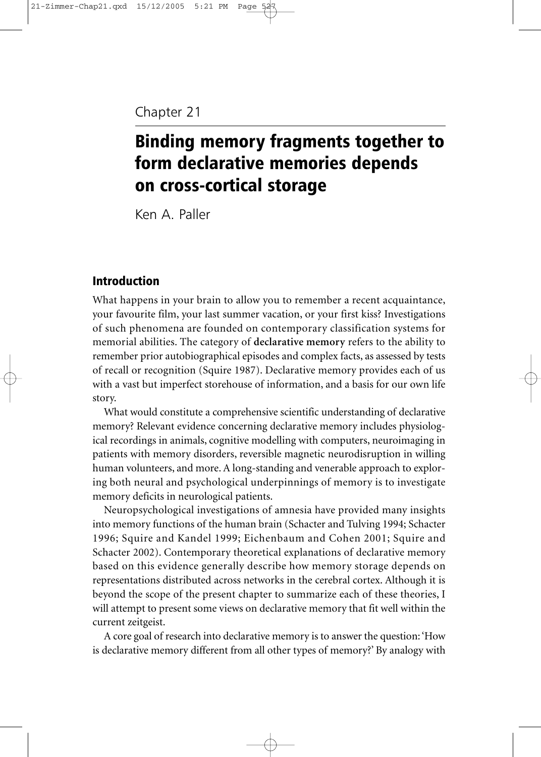Chapter 21

# Binding memory fragments together to form declarative memories depends on cross-cortical storage

Ken A. Paller

## Introduction

What happens in your brain to allow you to remember a recent acquaintance, your favourite film, your last summer vacation, or your first kiss? Investigations of such phenomena are founded on contemporary classification systems for memorial abilities. The category of **declarative memory** refers to the ability to remember prior autobiographical episodes and complex facts, as assessed by tests of recall or recognition (Squire 1987). Declarative memory provides each of us with a vast but imperfect storehouse of information, and a basis for our own life story.

What would constitute a comprehensive scientific understanding of declarative memory? Relevant evidence concerning declarative memory includes physiological recordings in animals, cognitive modelling with computers, neuroimaging in patients with memory disorders, reversible magnetic neurodisruption in willing human volunteers, and more. A long-standing and venerable approach to exploring both neural and psychological underpinnings of memory is to investigate memory deficits in neurological patients.

Neuropsychological investigations of amnesia have provided many insights into memory functions of the human brain (Schacter and Tulving 1994; Schacter 1996; Squire and Kandel 1999; Eichenbaum and Cohen 2001; Squire and Schacter 2002). Contemporary theoretical explanations of declarative memory based on this evidence generally describe how memory storage depends on representations distributed across networks in the cerebral cortex. Although it is beyond the scope of the present chapter to summarize each of these theories, I will attempt to present some views on declarative memory that fit well within the current zeitgeist.

A core goal of research into declarative memory is to answer the question: 'How is declarative memory different from all other types of memory?' By analogy with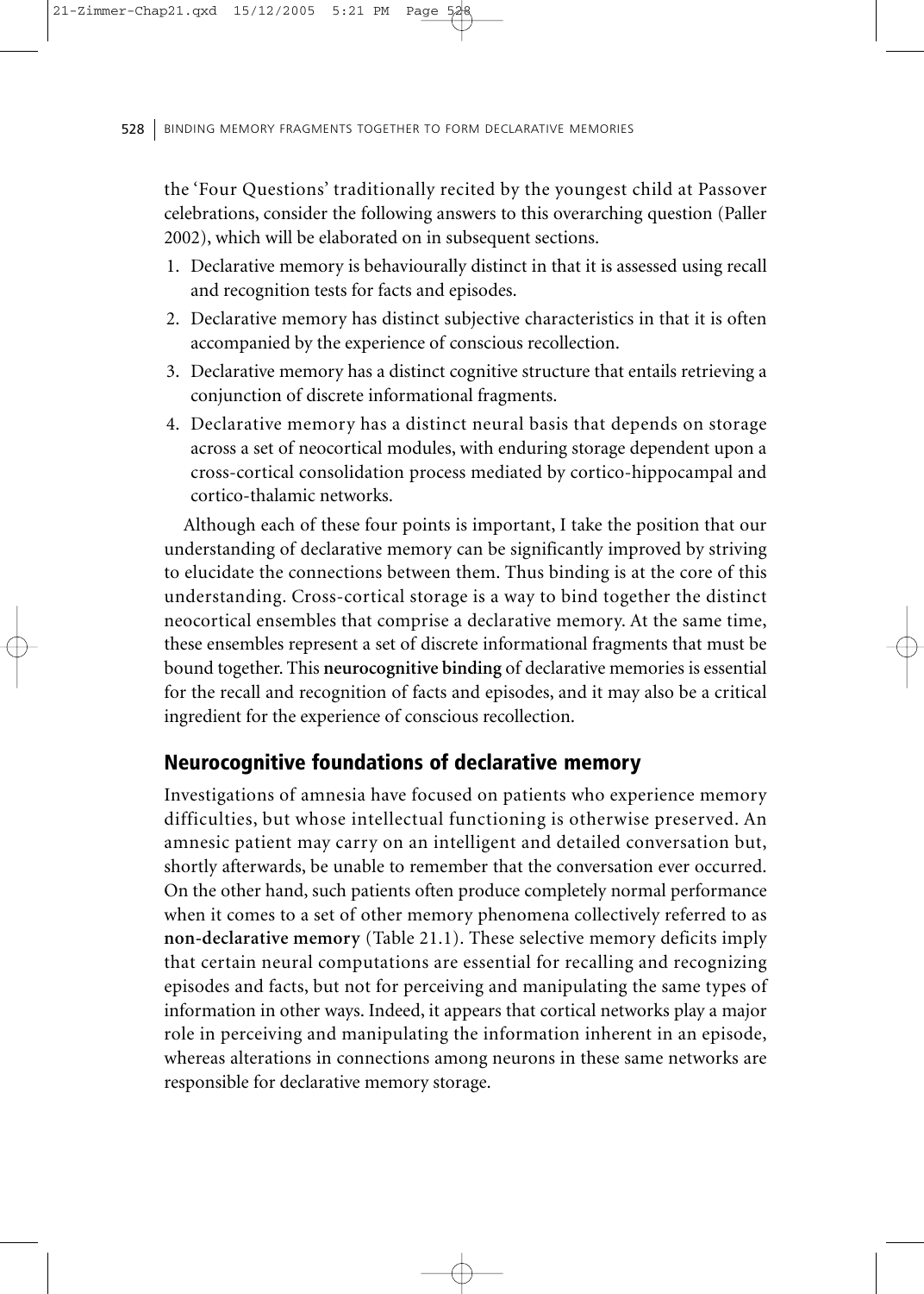the 'Four Questions' traditionally recited by the youngest child at Passover celebrations, consider the following answers to this overarching question (Paller 2002), which will be elaborated on in subsequent sections.

1. Declarative memory is behaviourally distinct in that it is assessed using recall and recognition tests for facts and episodes.
2. Declarative memory has distinct subjective characteristics in that it is often accompanied by the experience of conscious recollection.
3. Declarative memory has a distinct cognitive structure that entails retrieving a conjunction of discrete informational fragments.
4. Declarative memory has a distinct neural basis that depends on storage across a set of neocortical modules, with enduring storage dependent upon a cross-cortical consolidation process mediated by cortico-hippocampal and cortico-thalamic networks.

Although each of these four points is important, I take the position that our understanding of declarative memory can be significantly improved by striving to elucidate the connections between them. Thus binding is at the core of this understanding. Cross-cortical storage is a way to bind together the distinct neocortical ensembles that comprise a declarative memory. At the same time, these ensembles represent a set of discrete informational fragments that must be bound together. This **neurocognitive binding** of declarative memories is essential for the recall and recognition of facts and episodes, and it may also be a critical ingredient for the experience of conscious recollection.

## Neurocognitive foundations of declarative memory

Investigations of amnesia have focused on patients who experience memory difficulties, but whose intellectual functioning is otherwise preserved. An amnesic patient may carry on an intelligent and detailed conversation but, shortly afterwards, be unable to remember that the conversation ever occurred. On the other hand, such patients often produce completely normal performance when it comes to a set of other memory phenomena collectively referred to as **non-declarative memory** (Table 21.1). These selective memory deficits imply that certain neural computations are essential for recalling and recognizing episodes and facts, but not for perceiving and manipulating the same types of information in other ways. Indeed, it appears that cortical networks play a major role in perceiving and manipulating the information inherent in an episode, whereas alterations in connections among neurons in these same networks are responsible for declarative memory storage.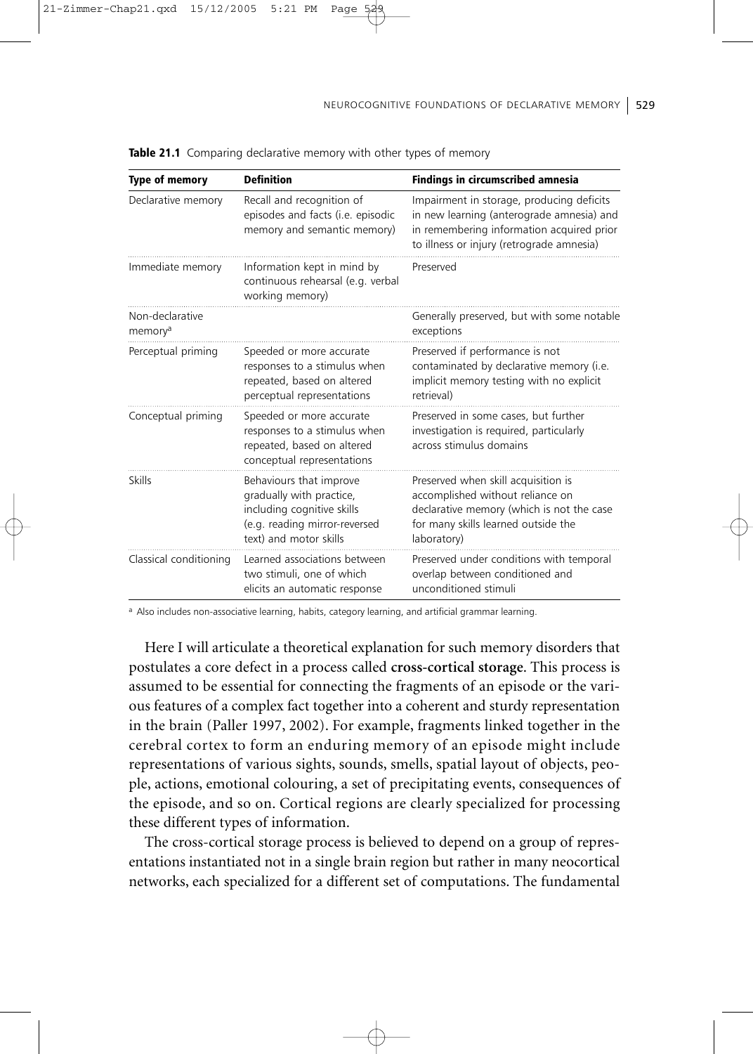**Table 21.1** Comparing declarative memory with other types of memory

| Type of memory | Definition | Findings in circumscribed amnesia |
|---|---|---|
| Declarative memory | Recall and recognition of episodes and facts (i.e. episodic memory and semantic memory) | Impairment in storage, producing deficits in new learning (anterograde amnesia) and in remembering information acquired prior to illness or injury (retrograde amnesia) |
| Immediate memory | Information kept in mind by continuous rehearsal (e.g. verbal working memory) | Preserved |
| Non-declarative memory[a] | | Generally preserved, but with some notable exceptions |
| Perceptual priming | Speeded or more accurate responses to a stimulus when repeated, based on altered perceptual representations | Preserved if performance is not contaminated by declarative memory (i.e. implicit memory testing with no explicit retrieval) |
| Conceptual priming | Speeded or more accurate responses to a stimulus when repeated, based on altered conceptual representations | Preserved in some cases, but further investigation is required, particularly across stimulus domains |
| Skills | Behaviours that improve gradually with practice, including cognitive skills (e.g. reading mirror-reversed text) and motor skills | Preserved when skill acquisition is accomplished without reliance on declarative memory (which is not the case for many skills learned outside the laboratory) |
| Classical conditioning | Learned associations between two stimuli, one of which elicits an automatic response | Preserved under conditions with temporal overlap between conditioned and unconditioned stimuli |

[a] Also includes non-associative learning, habits, category learning, and artificial grammar learning.

Here I will articulate a theoretical explanation for such memory disorders that postulates a core defect in a process called **cross-cortical storage**. This process is assumed to be essential for connecting the fragments of an episode or the various features of a complex fact together into a coherent and sturdy representation in the brain (Paller 1997, 2002). For example, fragments linked together in the cerebral cortex to form an enduring memory of an episode might include representations of various sights, sounds, smells, spatial layout of objects, people, actions, emotional colouring, a set of precipitating events, consequences of the episode, and so on. Cortical regions are clearly specialized for processing these different types of information.

The cross-cortical storage process is believed to depend on a group of representations instantiated not in a single brain region but rather in many neocortical networks, each specialized for a different set of computations. The fundamental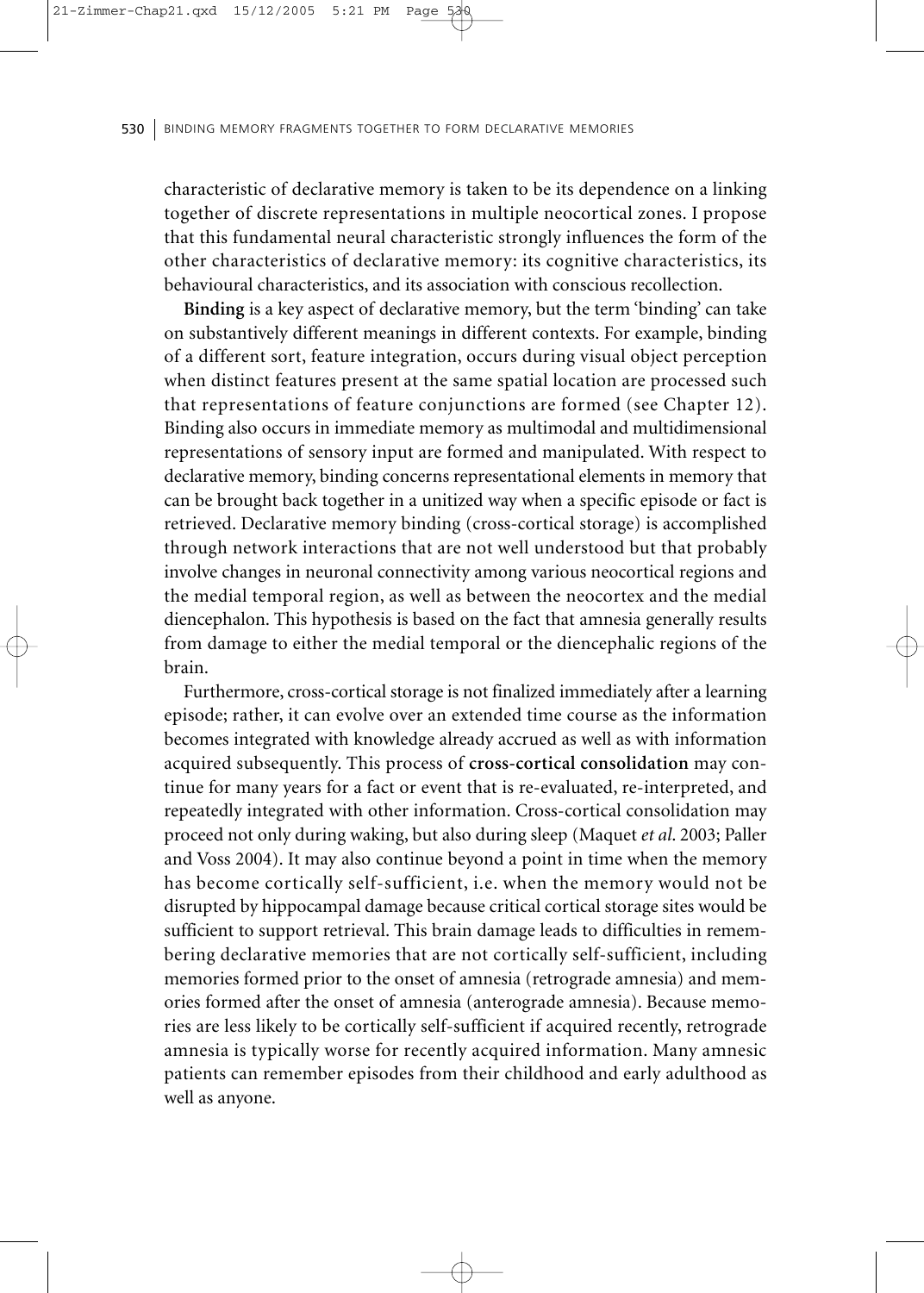characteristic of declarative memory is taken to be its dependence on a linking together of discrete representations in multiple neocortical zones. I propose that this fundamental neural characteristic strongly influences the form of the other characteristics of declarative memory: its cognitive characteristics, its behavioural characteristics, and its association with conscious recollection.

**Binding** is a key aspect of declarative memory, but the term 'binding' can take on substantively different meanings in different contexts. For example, binding of a different sort, feature integration, occurs during visual object perception when distinct features present at the same spatial location are processed such that representations of feature conjunctions are formed (see Chapter 12). Binding also occurs in immediate memory as multimodal and multidimensional representations of sensory input are formed and manipulated. With respect to declarative memory, binding concerns representational elements in memory that can be brought back together in a unitized way when a specific episode or fact is retrieved. Declarative memory binding (cross-cortical storage) is accomplished through network interactions that are not well understood but that probably involve changes in neuronal connectivity among various neocortical regions and the medial temporal region, as well as between the neocortex and the medial diencephalon. This hypothesis is based on the fact that amnesia generally results from damage to either the medial temporal or the diencephalic regions of the brain.

Furthermore, cross-cortical storage is not finalized immediately after a learning episode; rather, it can evolve over an extended time course as the information becomes integrated with knowledge already accrued as well as with information acquired subsequently. This process of **cross-cortical consolidation** may continue for many years for a fact or event that is re-evaluated, re-interpreted, and repeatedly integrated with other information. Cross-cortical consolidation may proceed not only during waking, but also during sleep (Maquet *et al.* 2003; Paller and Voss 2004). It may also continue beyond a point in time when the memory has become cortically self-sufficient, i.e. when the memory would not be disrupted by hippocampal damage because critical cortical storage sites would be sufficient to support retrieval. This brain damage leads to difficulties in remembering declarative memories that are not cortically self-sufficient, including memories formed prior to the onset of amnesia (retrograde amnesia) and memories formed after the onset of amnesia (anterograde amnesia). Because memories are less likely to be cortically self-sufficient if acquired recently, retrograde amnesia is typically worse for recently acquired information. Many amnesic patients can remember episodes from their childhood and early adulthood as well as anyone.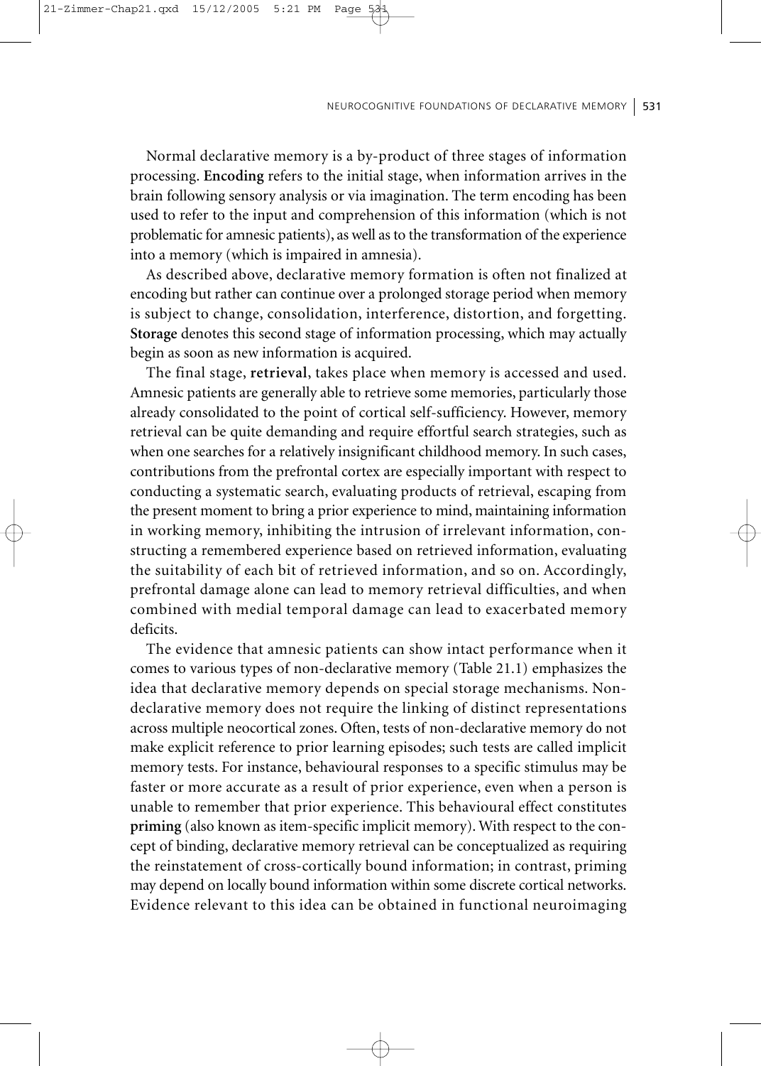Normal declarative memory is a by-product of three stages of information processing. **Encoding** refers to the initial stage, when information arrives in the brain following sensory analysis or via imagination. The term encoding has been used to refer to the input and comprehension of this information (which is not problematic for amnesic patients), as well as to the transformation of the experience into a memory (which is impaired in amnesia).

As described above, declarative memory formation is often not finalized at encoding but rather can continue over a prolonged storage period when memory is subject to change, consolidation, interference, distortion, and forgetting. **Storage** denotes this second stage of information processing, which may actually begin as soon as new information is acquired.

The final stage, **retrieval**, takes place when memory is accessed and used. Amnesic patients are generally able to retrieve some memories, particularly those already consolidated to the point of cortical self-sufficiency. However, memory retrieval can be quite demanding and require effortful search strategies, such as when one searches for a relatively insignificant childhood memory. In such cases, contributions from the prefrontal cortex are especially important with respect to conducting a systematic search, evaluating products of retrieval, escaping from the present moment to bring a prior experience to mind, maintaining information in working memory, inhibiting the intrusion of irrelevant information, constructing a remembered experience based on retrieved information, evaluating the suitability of each bit of retrieved information, and so on. Accordingly, prefrontal damage alone can lead to memory retrieval difficulties, and when combined with medial temporal damage can lead to exacerbated memory deficits.

The evidence that amnesic patients can show intact performance when it comes to various types of non-declarative memory (Table 21.1) emphasizes the idea that declarative memory depends on special storage mechanisms. Non-declarative memory does not require the linking of distinct representations across multiple neocortical zones. Often, tests of non-declarative memory do not make explicit reference to prior learning episodes; such tests are called implicit memory tests. For instance, behavioural responses to a specific stimulus may be faster or more accurate as a result of prior experience, even when a person is unable to remember that prior experience. This behavioural effect constitutes **priming** (also known as item-specific implicit memory). With respect to the concept of binding, declarative memory retrieval can be conceptualized as requiring the reinstatement of cross-cortically bound information; in contrast, priming may depend on locally bound information within some discrete cortical networks. Evidence relevant to this idea can be obtained in functional neuroimaging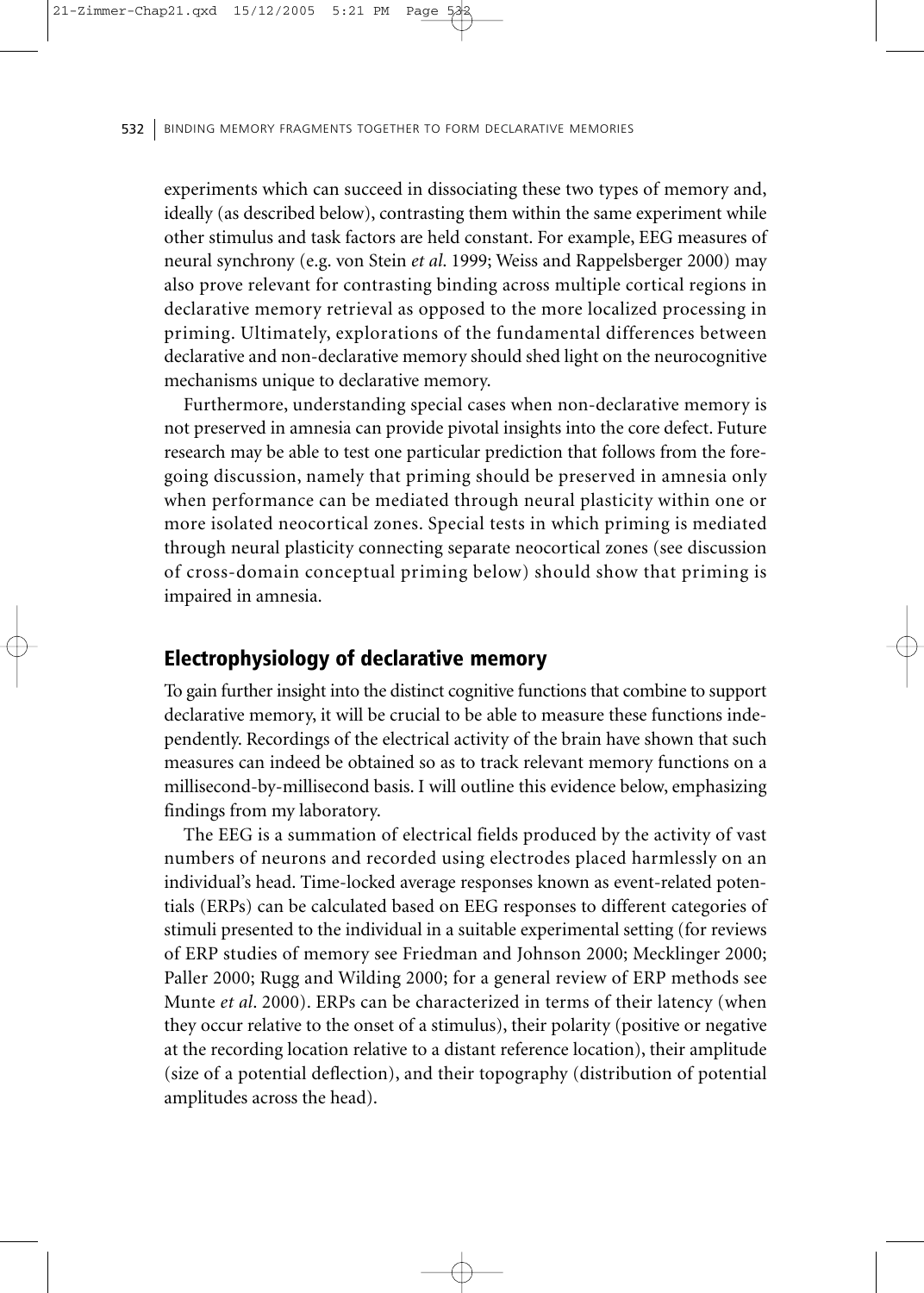experiments which can succeed in dissociating these two types of memory and, ideally (as described below), contrasting them within the same experiment while other stimulus and task factors are held constant. For example, EEG measures of neural synchrony (e.g. von Stein *et al*. 1999; Weiss and Rappelsberger 2000) may also prove relevant for contrasting binding across multiple cortical regions in declarative memory retrieval as opposed to the more localized processing in priming. Ultimately, explorations of the fundamental differences between declarative and non-declarative memory should shed light on the neurocognitive mechanisms unique to declarative memory.

Furthermore, understanding special cases when non-declarative memory is not preserved in amnesia can provide pivotal insights into the core defect. Future research may be able to test one particular prediction that follows from the foregoing discussion, namely that priming should be preserved in amnesia only when performance can be mediated through neural plasticity within one or more isolated neocortical zones. Special tests in which priming is mediated through neural plasticity connecting separate neocortical zones (see discussion of cross-domain conceptual priming below) should show that priming is impaired in amnesia.

## Electrophysiology of declarative memory

To gain further insight into the distinct cognitive functions that combine to support declarative memory, it will be crucial to be able to measure these functions independently. Recordings of the electrical activity of the brain have shown that such measures can indeed be obtained so as to track relevant memory functions on a millisecond-by-millisecond basis. I will outline this evidence below, emphasizing findings from my laboratory.

The EEG is a summation of electrical fields produced by the activity of vast numbers of neurons and recorded using electrodes placed harmlessly on an individual's head. Time-locked average responses known as event-related potentials (ERPs) can be calculated based on EEG responses to different categories of stimuli presented to the individual in a suitable experimental setting (for reviews of ERP studies of memory see Friedman and Johnson 2000; Mecklinger 2000; Paller 2000; Rugg and Wilding 2000; for a general review of ERP methods see Munte *et al*. 2000). ERPs can be characterized in terms of their latency (when they occur relative to the onset of a stimulus), their polarity (positive or negative at the recording location relative to a distant reference location), their amplitude (size of a potential deflection), and their topography (distribution of potential amplitudes across the head).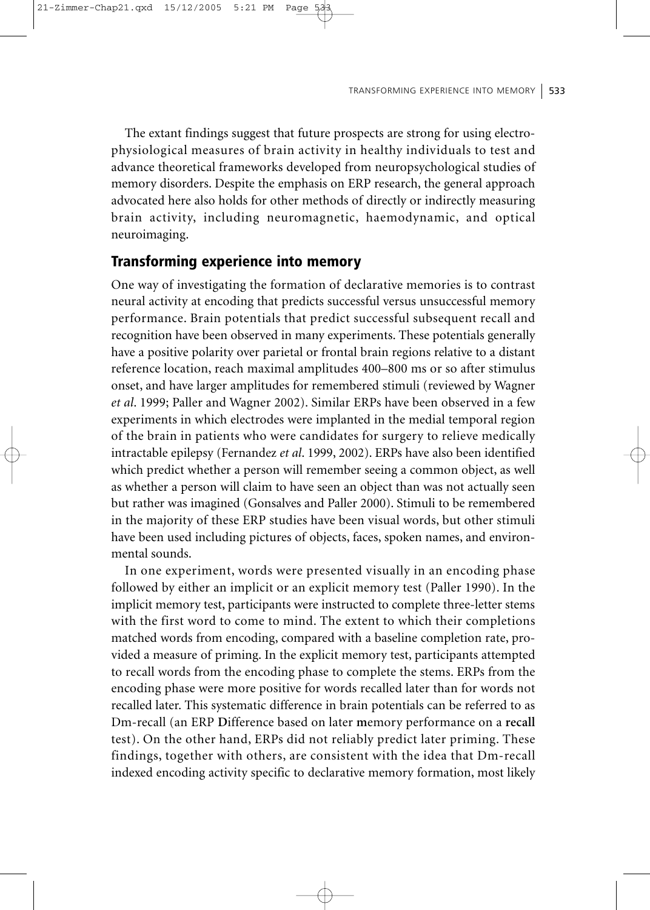The extant findings suggest that future prospects are strong for using electrophysiological measures of brain activity in healthy individuals to test and advance theoretical frameworks developed from neuropsychological studies of memory disorders. Despite the emphasis on ERP research, the general approach advocated here also holds for other methods of directly or indirectly measuring brain activity, including neuromagnetic, haemodynamic, and optical neuroimaging.

## Transforming experience into memory

One way of investigating the formation of declarative memories is to contrast neural activity at encoding that predicts successful versus unsuccessful memory performance. Brain potentials that predict successful subsequent recall and recognition have been observed in many experiments. These potentials generally have a positive polarity over parietal or frontal brain regions relative to a distant reference location, reach maximal amplitudes 400–800 ms or so after stimulus onset, and have larger amplitudes for remembered stimuli (reviewed by Wagner *et al*. 1999; Paller and Wagner 2002). Similar ERPs have been observed in a few experiments in which electrodes were implanted in the medial temporal region of the brain in patients who were candidates for surgery to relieve medically intractable epilepsy (Fernandez *et al*. 1999, 2002). ERPs have also been identified which predict whether a person will remember seeing a common object, as well as whether a person will claim to have seen an object than was not actually seen but rather was imagined (Gonsalves and Paller 2000). Stimuli to be remembered in the majority of these ERP studies have been visual words, but other stimuli have been used including pictures of objects, faces, spoken names, and environmental sounds.

In one experiment, words were presented visually in an encoding phase followed by either an implicit or an explicit memory test (Paller 1990). In the implicit memory test, participants were instructed to complete three-letter stems with the first word to come to mind. The extent to which their completions matched words from encoding, compared with a baseline completion rate, provided a measure of priming. In the explicit memory test, participants attempted to recall words from the encoding phase to complete the stems. ERPs from the encoding phase were more positive for words recalled later than for words not recalled later. This systematic difference in brain potentials can be referred to as Dm-recall (an ERP **D**ifference based on later **m**emory performance on a **recall** test). On the other hand, ERPs did not reliably predict later priming. These findings, together with others, are consistent with the idea that Dm-recall indexed encoding activity specific to declarative memory formation, most likely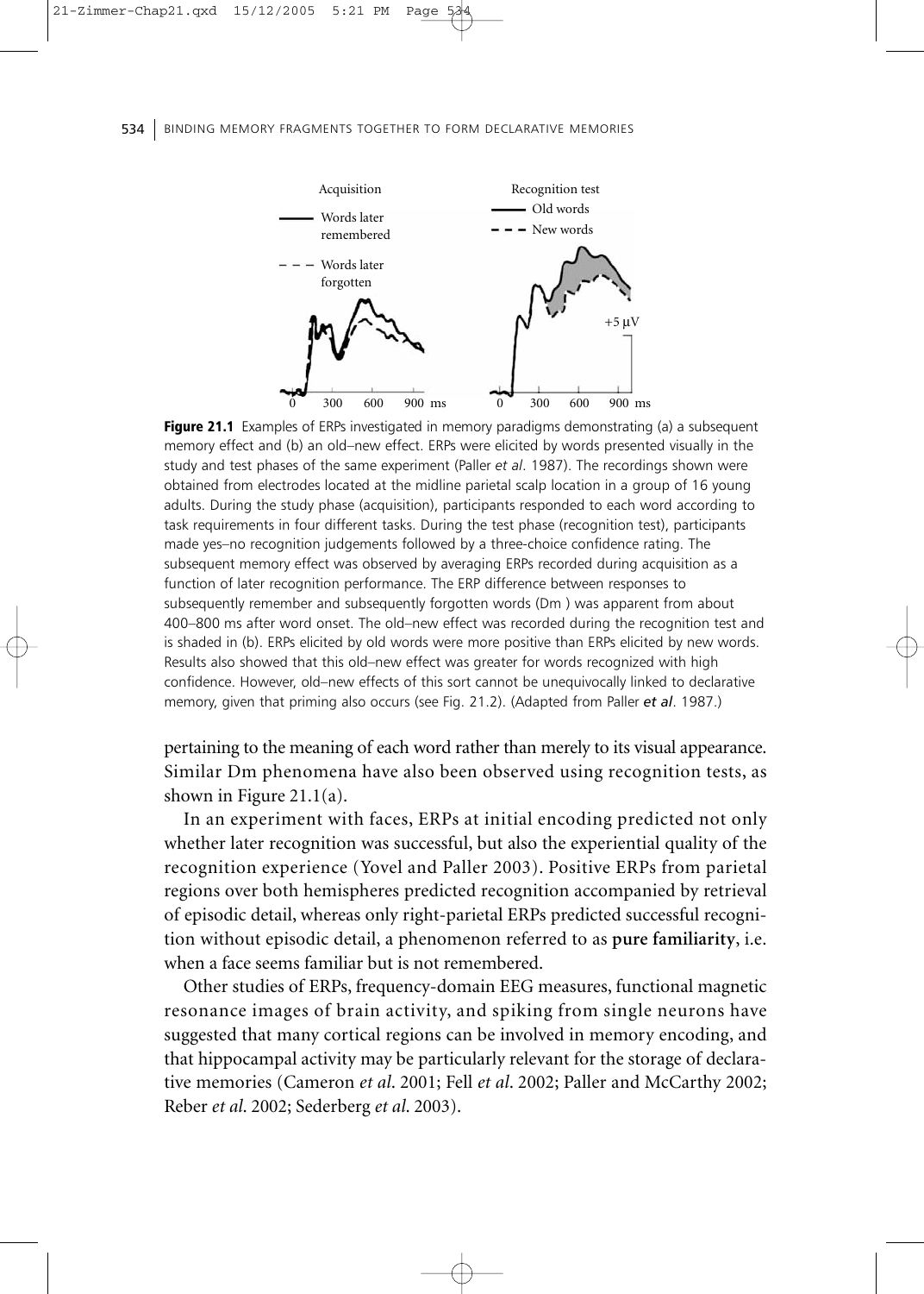**Figure 21.1** Examples of ERPs investigated in memory paradigms demonstrating (a) a subsequent memory effect and (b) an old–new effect. ERPs were elicited by words presented visually in the study and test phases of the same experiment (Paller *et al*. 1987). The recordings shown were obtained from electrodes located at the midline parietal scalp location in a group of 16 young adults. During the study phase (acquisition), participants responded to each word according to task requirements in four different tasks. During the test phase (recognition test), participants made yes–no recognition judgements followed by a three-choice confidence rating. The subsequent memory effect was observed by averaging ERPs recorded during acquisition as a function of later recognition performance. The ERP difference between responses to subsequently remember and subsequently forgotten words (Dm ) was apparent from about 400–800 ms after word onset. The old–new effect was recorded during the recognition test and is shaded in (b). ERPs elicited by old words were more positive than ERPs elicited by new words. Results also showed that this old–new effect was greater for words recognized with high confidence. However, old–new effects of this sort cannot be unequivocally linked to declarative memory, given that priming also occurs (see Fig. 21.2). (Adapted from Paller *et al*. 1987.)

pertaining to the meaning of each word rather than merely to its visual appearance. Similar Dm phenomena have also been observed using recognition tests, as shown in Figure 21.1(a).

In an experiment with faces, ERPs at initial encoding predicted not only whether later recognition was successful, but also the experiential quality of the recognition experience (Yovel and Paller 2003). Positive ERPs from parietal regions over both hemispheres predicted recognition accompanied by retrieval of episodic detail, whereas only right-parietal ERPs predicted successful recognition without episodic detail, a phenomenon referred to as **pure familiarity**, i.e. when a face seems familiar but is not remembered.

Other studies of ERPs, frequency-domain EEG measures, functional magnetic resonance images of brain activity, and spiking from single neurons have suggested that many cortical regions can be involved in memory encoding, and that hippocampal activity may be particularly relevant for the storage of declarative memories (Cameron *et al*. 2001; Fell *et al*. 2002; Paller and McCarthy 2002; Reber *et al*. 2002; Sederberg *et al*. 2003).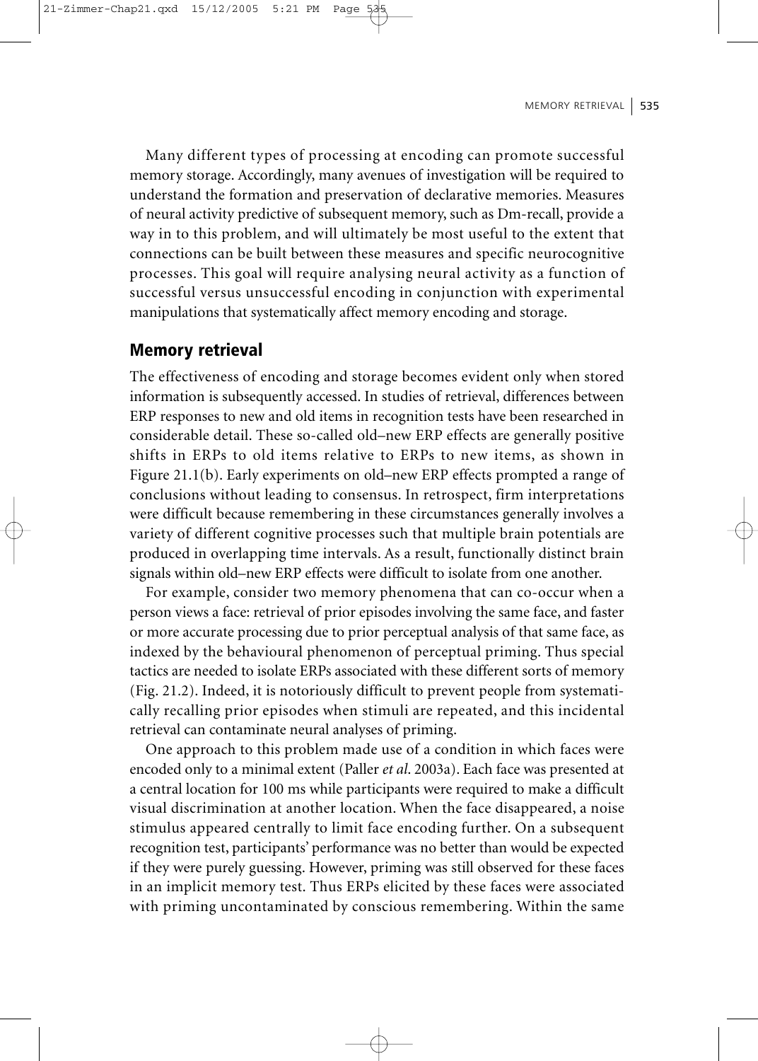Many different types of processing at encoding can promote successful memory storage. Accordingly, many avenues of investigation will be required to understand the formation and preservation of declarative memories. Measures of neural activity predictive of subsequent memory, such as Dm-recall, provide a way in to this problem, and will ultimately be most useful to the extent that connections can be built between these measures and specific neurocognitive processes. This goal will require analysing neural activity as a function of successful versus unsuccessful encoding in conjunction with experimental manipulations that systematically affect memory encoding and storage.

## Memory retrieval

The effectiveness of encoding and storage becomes evident only when stored information is subsequently accessed. In studies of retrieval, differences between ERP responses to new and old items in recognition tests have been researched in considerable detail. These so-called old–new ERP effects are generally positive shifts in ERPs to old items relative to ERPs to new items, as shown in Figure 21.1(b). Early experiments on old–new ERP effects prompted a range of conclusions without leading to consensus. In retrospect, firm interpretations were difficult because remembering in these circumstances generally involves a variety of different cognitive processes such that multiple brain potentials are produced in overlapping time intervals. As a result, functionally distinct brain signals within old–new ERP effects were difficult to isolate from one another.

For example, consider two memory phenomena that can co-occur when a person views a face: retrieval of prior episodes involving the same face, and faster or more accurate processing due to prior perceptual analysis of that same face, as indexed by the behavioural phenomenon of perceptual priming. Thus special tactics are needed to isolate ERPs associated with these different sorts of memory (Fig. 21.2). Indeed, it is notoriously difficult to prevent people from systematically recalling prior episodes when stimuli are repeated, and this incidental retrieval can contaminate neural analyses of priming.

One approach to this problem made use of a condition in which faces were encoded only to a minimal extent (Paller *et al.* 2003a). Each face was presented at a central location for 100 ms while participants were required to make a difficult visual discrimination at another location. When the face disappeared, a noise stimulus appeared centrally to limit face encoding further. On a subsequent recognition test, participants' performance was no better than would be expected if they were purely guessing. However, priming was still observed for these faces in an implicit memory test. Thus ERPs elicited by these faces were associated with priming uncontaminated by conscious remembering. Within the same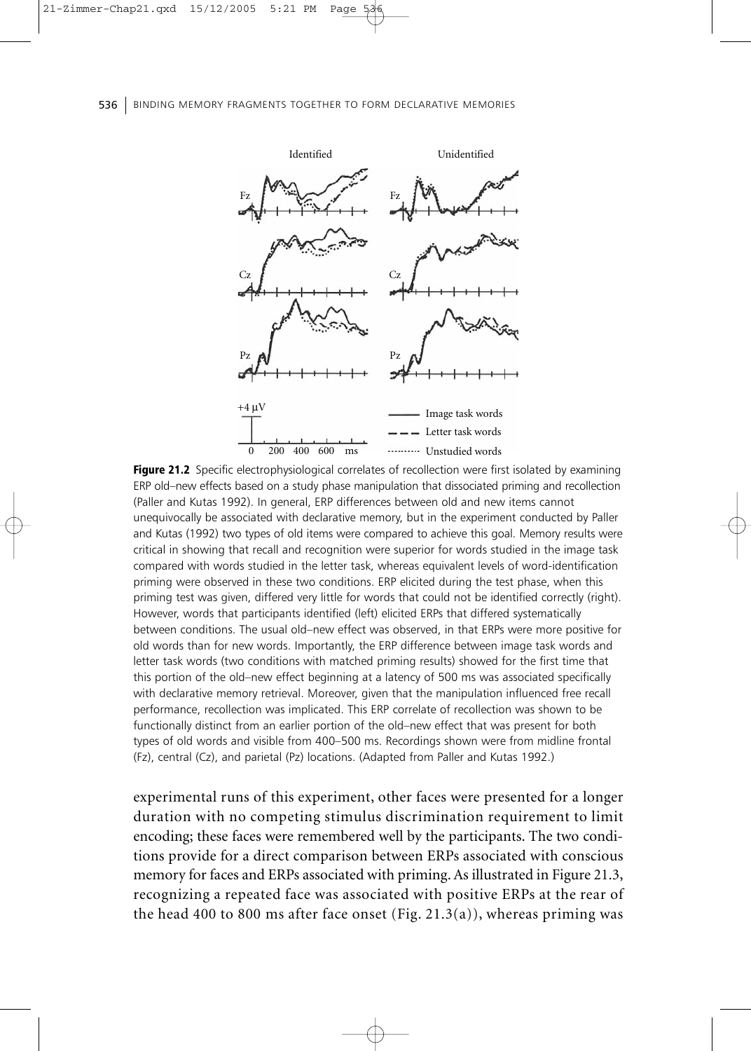**Figure 21.2** Specific electrophysiological correlates of recollection were first isolated by examining ERP old–new effects based on a study phase manipulation that dissociated priming and recollection (Paller and Kutas 1992). In general, ERP differences between old and new items cannot unequivocally be associated with declarative memory, but in the experiment conducted by Paller and Kutas (1992) two types of old items were compared to achieve this goal. Memory results were critical in showing that recall and recognition were superior for words studied in the image task compared with words studied in the letter task, whereas equivalent levels of word-identification priming were observed in these two conditions. ERP elicited during the test phase, when this priming test was given, differed very little for words that could not be identified correctly (right). However, words that participants identified (left) elicited ERPs that differed systematically between conditions. The usual old–new effect was observed, in that ERPs were more positive for old words than for new words. Importantly, the ERP difference between image task words and letter task words (two conditions with matched priming results) showed for the first time that this portion of the old–new effect beginning at a latency of 500 ms was associated specifically with declarative memory retrieval. Moreover, given that the manipulation influenced free recall performance, recollection was implicated. This ERP correlate of recollection was shown to be functionally distinct from an earlier portion of the old–new effect that was present for both types of old words and visible from 400–500 ms. Recordings shown were from midline frontal (Fz), central (Cz), and parietal (Pz) locations. (Adapted from Paller and Kutas 1992.)

experimental runs of this experiment, other faces were presented for a longer duration with no competing stimulus discrimination requirement to limit encoding; these faces were remembered well by the participants. The two conditions provide for a direct comparison between ERPs associated with conscious memory for faces and ERPs associated with priming. As illustrated in Figure 21.3, recognizing a repeated face was associated with positive ERPs at the rear of the head 400 to 800 ms after face onset (Fig. 21.3(a)), whereas priming was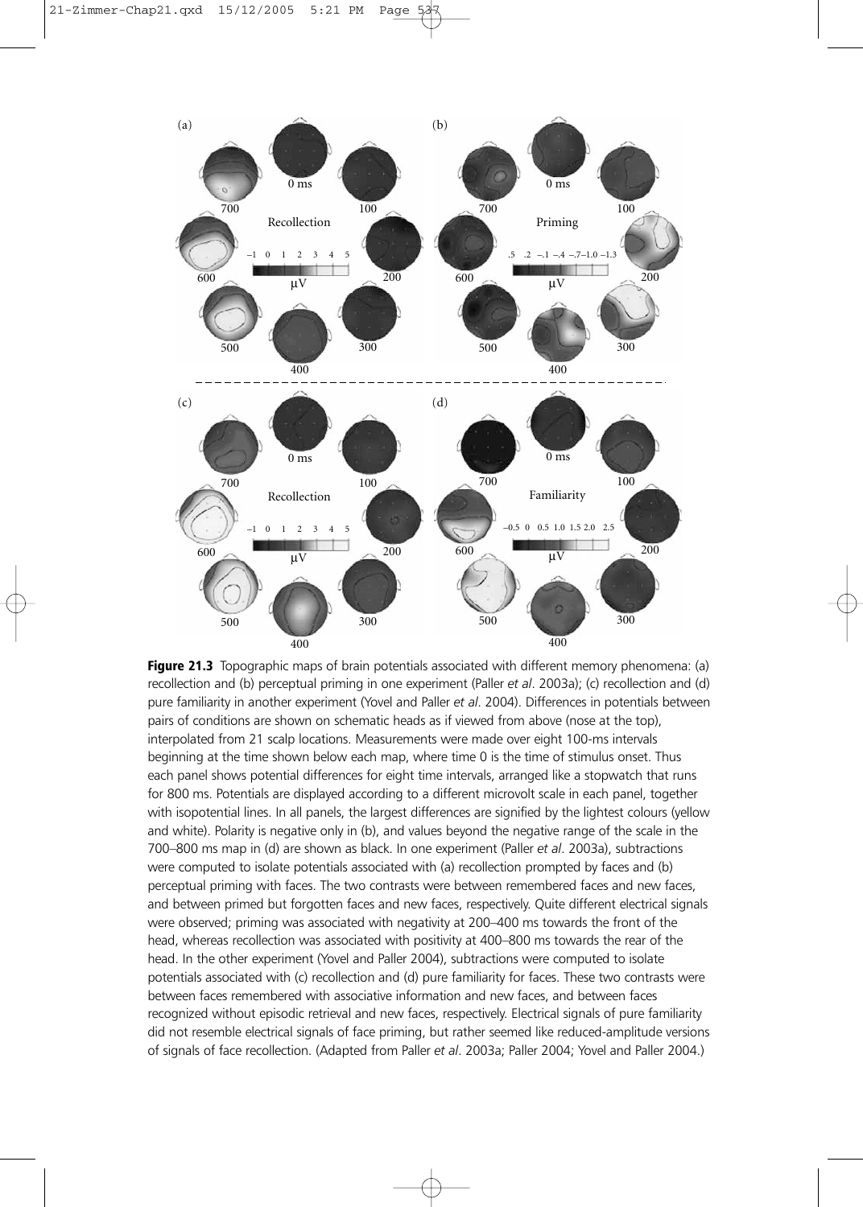**Figure 21.3** Topographic maps of brain potentials associated with different memory phenomena: (a) recollection and (b) perceptual priming in one experiment (Paller *et al*. 2003a); (c) recollection and (d) pure familiarity in another experiment (Yovel and Paller *et al*. 2004). Differences in potentials between pairs of conditions are shown on schematic heads as if viewed from above (nose at the top), interpolated from 21 scalp locations. Measurements were made over eight 100-ms intervals beginning at the time shown below each map, where time 0 is the time of stimulus onset. Thus each panel shows potential differences for eight time intervals, arranged like a stopwatch that runs for 800 ms. Potentials are displayed according to a different microvolt scale in each panel, together with isopotential lines. In all panels, the largest differences are signified by the lightest colours (yellow and white). Polarity is negative only in (b), and values beyond the negative range of the scale in the 700–800 ms map in (d) are shown as black. In one experiment (Paller *et al*. 2003a), subtractions were computed to isolate potentials associated with (a) recollection prompted by faces and (b) perceptual priming with faces. The two contrasts were between remembered faces and new faces, and between primed but forgotten faces and new faces, respectively. Quite different electrical signals were observed; priming was associated with negativity at 200–400 ms towards the front of the head, whereas recollection was associated with positivity at 400–800 ms towards the rear of the head. In the other experiment (Yovel and Paller 2004), subtractions were computed to isolate potentials associated with (c) recollection and (d) pure familiarity for faces. These two contrasts were between faces remembered with associative information and new faces, and between faces recognized without episodic retrieval and new faces, respectively. Electrical signals of pure familiarity did not resemble electrical signals of face priming, but rather seemed like reduced-amplitude versions of signals of face recollection. (Adapted from Paller *et al*. 2003a; Paller 2004; Yovel and Paller 2004.)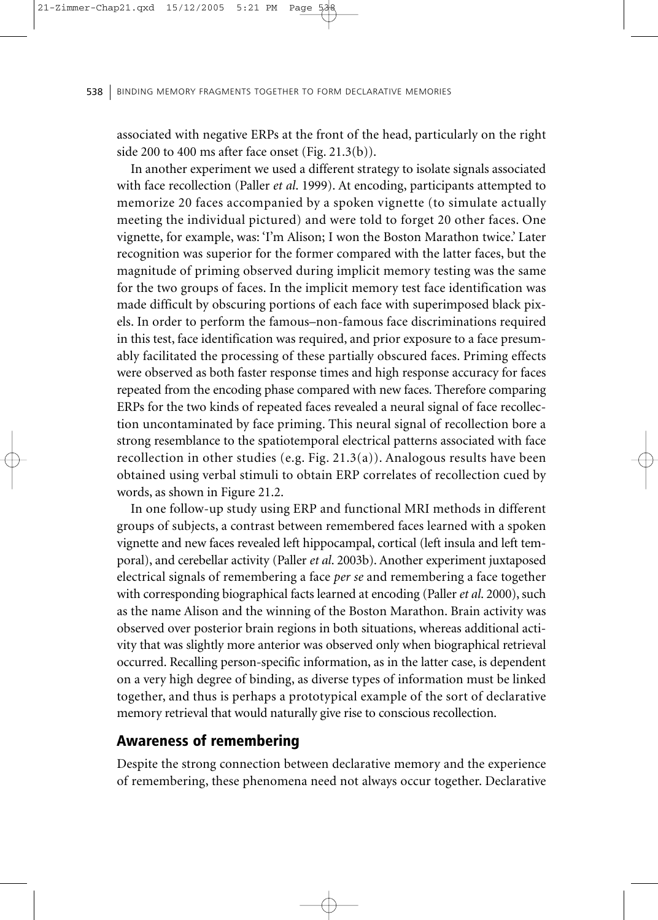associated with negative ERPs at the front of the head, particularly on the right side 200 to 400 ms after face onset (Fig. 21.3(b)).

In another experiment we used a different strategy to isolate signals associated with face recollection (Paller *et al.* 1999). At encoding, participants attempted to memorize 20 faces accompanied by a spoken vignette (to simulate actually meeting the individual pictured) and were told to forget 20 other faces. One vignette, for example, was: 'I'm Alison; I won the Boston Marathon twice.' Later recognition was superior for the former compared with the latter faces, but the magnitude of priming observed during implicit memory testing was the same for the two groups of faces. In the implicit memory test face identification was made difficult by obscuring portions of each face with superimposed black pixels. In order to perform the famous–non-famous face discriminations required in this test, face identification was required, and prior exposure to a face presumably facilitated the processing of these partially obscured faces. Priming effects were observed as both faster response times and high response accuracy for faces repeated from the encoding phase compared with new faces. Therefore comparing ERPs for the two kinds of repeated faces revealed a neural signal of face recollection uncontaminated by face priming. This neural signal of recollection bore a strong resemblance to the spatiotemporal electrical patterns associated with face recollection in other studies (e.g. Fig. 21.3(a)). Analogous results have been obtained using verbal stimuli to obtain ERP correlates of recollection cued by words, as shown in Figure 21.2.

In one follow-up study using ERP and functional MRI methods in different groups of subjects, a contrast between remembered faces learned with a spoken vignette and new faces revealed left hippocampal, cortical (left insula and left temporal), and cerebellar activity (Paller *et al.* 2003b). Another experiment juxtaposed electrical signals of remembering a face *per se* and remembering a face together with corresponding biographical facts learned at encoding (Paller *et al.* 2000), such as the name Alison and the winning of the Boston Marathon. Brain activity was observed over posterior brain regions in both situations, whereas additional activity that was slightly more anterior was observed only when biographical retrieval occurred. Recalling person-specific information, as in the latter case, is dependent on a very high degree of binding, as diverse types of information must be linked together, and thus is perhaps a prototypical example of the sort of declarative memory retrieval that would naturally give rise to conscious recollection.

## Awareness of remembering

Despite the strong connection between declarative memory and the experience of remembering, these phenomena need not always occur together. Declarative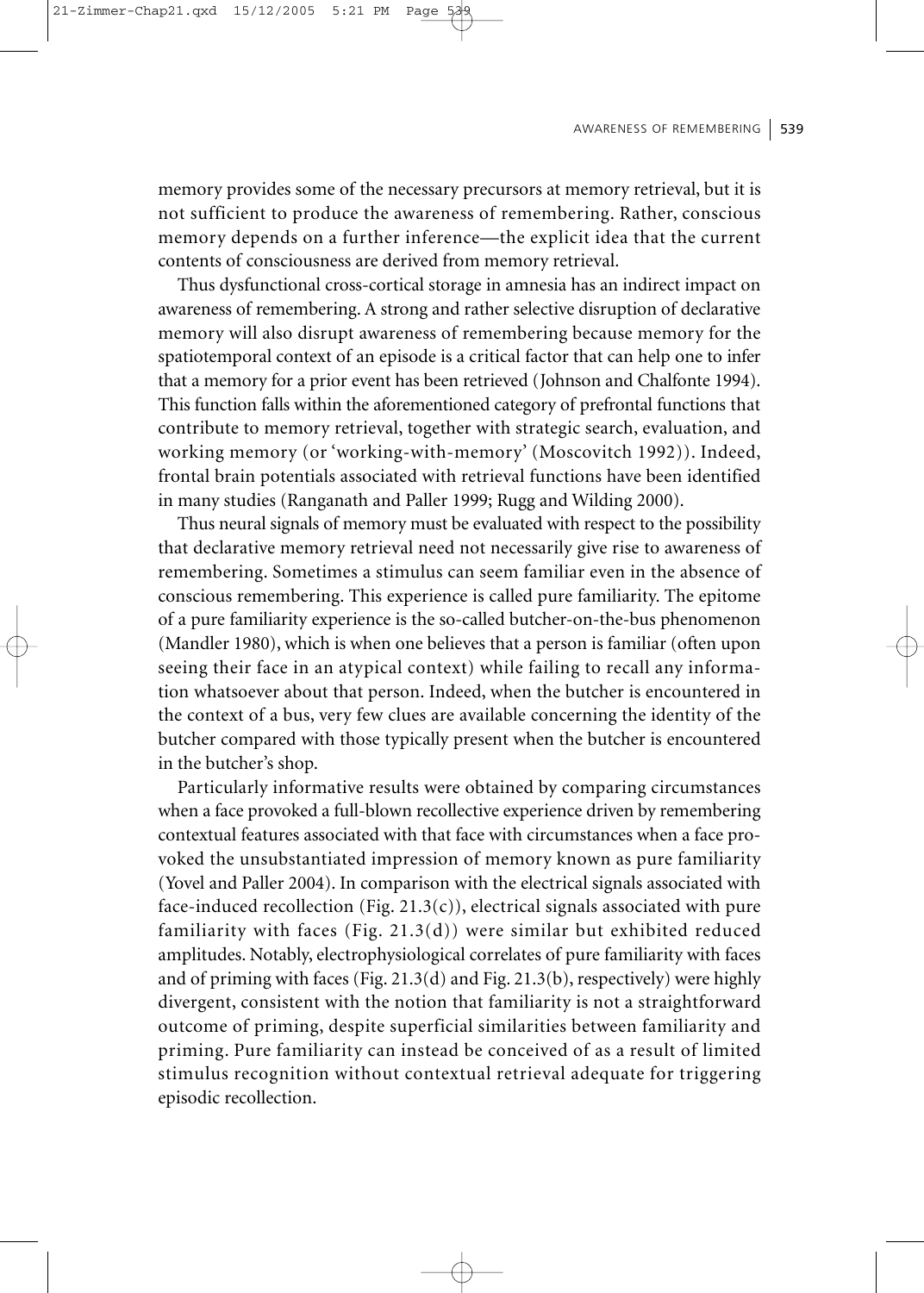memory provides some of the necessary precursors at memory retrieval, but it is not sufficient to produce the awareness of remembering. Rather, conscious memory depends on a further inference—the explicit idea that the current contents of consciousness are derived from memory retrieval.

Thus dysfunctional cross-cortical storage in amnesia has an indirect impact on awareness of remembering. A strong and rather selective disruption of declarative memory will also disrupt awareness of remembering because memory for the spatiotemporal context of an episode is a critical factor that can help one to infer that a memory for a prior event has been retrieved (Johnson and Chalfonte 1994). This function falls within the aforementioned category of prefrontal functions that contribute to memory retrieval, together with strategic search, evaluation, and working memory (or 'working-with-memory' (Moscovitch 1992)). Indeed, frontal brain potentials associated with retrieval functions have been identified in many studies (Ranganath and Paller 1999; Rugg and Wilding 2000).

Thus neural signals of memory must be evaluated with respect to the possibility that declarative memory retrieval need not necessarily give rise to awareness of remembering. Sometimes a stimulus can seem familiar even in the absence of conscious remembering. This experience is called pure familiarity. The epitome of a pure familiarity experience is the so-called butcher-on-the-bus phenomenon (Mandler 1980), which is when one believes that a person is familiar (often upon seeing their face in an atypical context) while failing to recall any information whatsoever about that person. Indeed, when the butcher is encountered in the context of a bus, very few clues are available concerning the identity of the butcher compared with those typically present when the butcher is encountered in the butcher's shop.

Particularly informative results were obtained by comparing circumstances when a face provoked a full-blown recollective experience driven by remembering contextual features associated with that face with circumstances when a face provoked the unsubstantiated impression of memory known as pure familiarity (Yovel and Paller 2004). In comparison with the electrical signals associated with face-induced recollection (Fig. 21.3(c)), electrical signals associated with pure familiarity with faces (Fig. 21.3(d)) were similar but exhibited reduced amplitudes. Notably, electrophysiological correlates of pure familiarity with faces and of priming with faces (Fig. 21.3(d) and Fig. 21.3(b), respectively) were highly divergent, consistent with the notion that familiarity is not a straightforward outcome of priming, despite superficial similarities between familiarity and priming. Pure familiarity can instead be conceived of as a result of limited stimulus recognition without contextual retrieval adequate for triggering episodic recollection.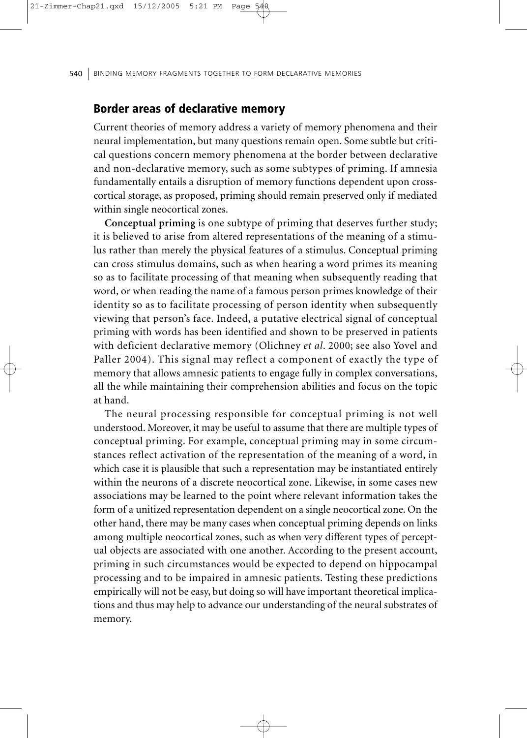## Border areas of declarative memory

Current theories of memory address a variety of memory phenomena and their neural implementation, but many questions remain open. Some subtle but critical questions concern memory phenomena at the border between declarative and non-declarative memory, such as some subtypes of priming. If amnesia fundamentally entails a disruption of memory functions dependent upon cross-cortical storage, as proposed, priming should remain preserved only if mediated within single neocortical zones.

**Conceptual priming** is one subtype of priming that deserves further study; it is believed to arise from altered representations of the meaning of a stimulus rather than merely the physical features of a stimulus. Conceptual priming can cross stimulus domains, such as when hearing a word primes its meaning so as to facilitate processing of that meaning when subsequently reading that word, or when reading the name of a famous person primes knowledge of their identity so as to facilitate processing of person identity when subsequently viewing that person's face. Indeed, a putative electrical signal of conceptual priming with words has been identified and shown to be preserved in patients with deficient declarative memory (Olichney *et al*. 2000; see also Yovel and Paller 2004). This signal may reflect a component of exactly the type of memory that allows amnesic patients to engage fully in complex conversations, all the while maintaining their comprehension abilities and focus on the topic at hand.

The neural processing responsible for conceptual priming is not well understood. Moreover, it may be useful to assume that there are multiple types of conceptual priming. For example, conceptual priming may in some circumstances reflect activation of the representation of the meaning of a word, in which case it is plausible that such a representation may be instantiated entirely within the neurons of a discrete neocortical zone. Likewise, in some cases new associations may be learned to the point where relevant information takes the form of a unitized representation dependent on a single neocortical zone. On the other hand, there may be many cases when conceptual priming depends on links among multiple neocortical zones, such as when very different types of perceptual objects are associated with one another. According to the present account, priming in such circumstances would be expected to depend on hippocampal processing and to be impaired in amnesic patients. Testing these predictions empirically will not be easy, but doing so will have important theoretical implications and thus may help to advance our understanding of the neural substrates of memory.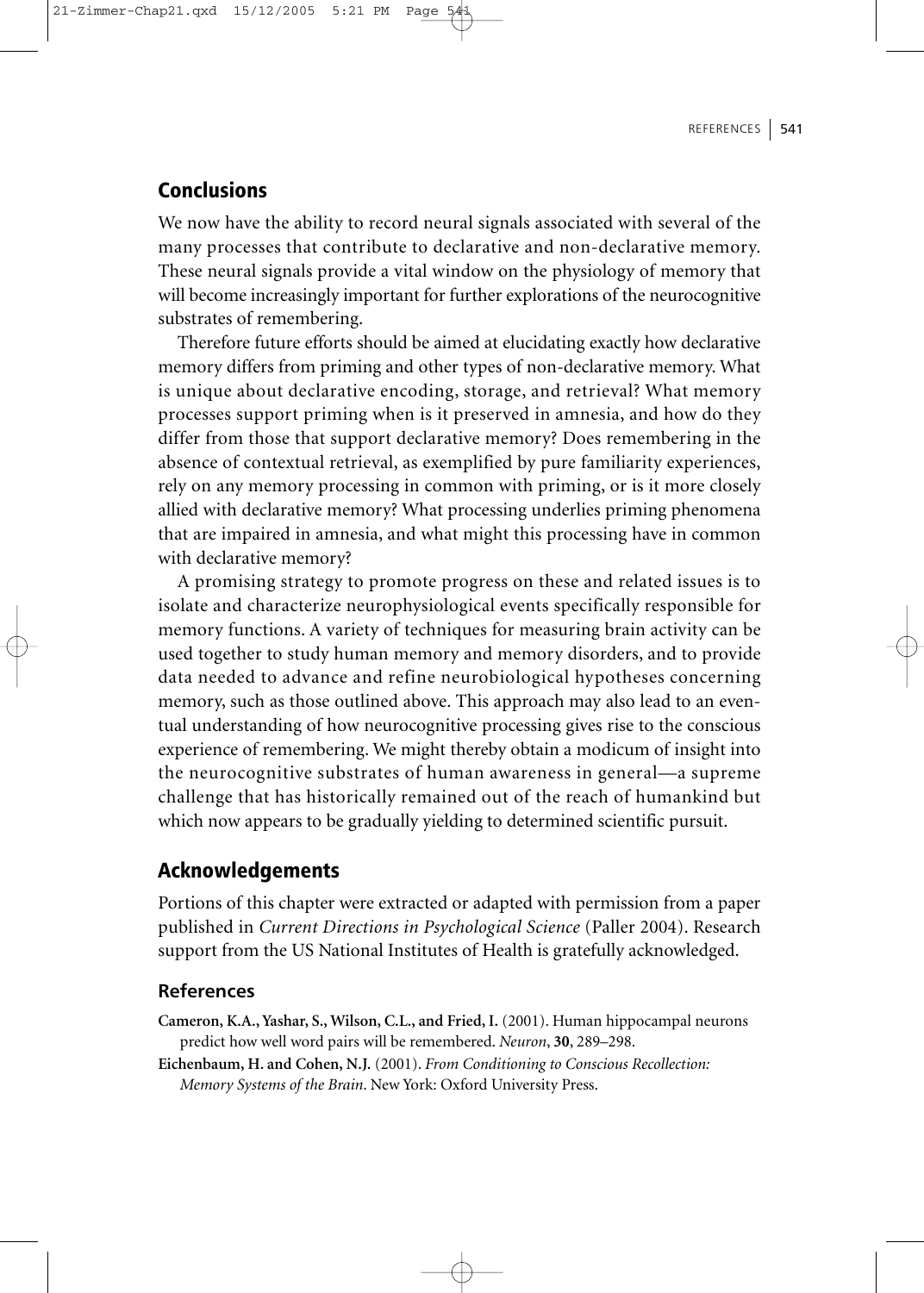## Conclusions

We now have the ability to record neural signals associated with several of the many processes that contribute to declarative and non-declarative memory. These neural signals provide a vital window on the physiology of memory that will become increasingly important for further explorations of the neurocognitive substrates of remembering.

Therefore future efforts should be aimed at elucidating exactly how declarative memory differs from priming and other types of non-declarative memory. What is unique about declarative encoding, storage, and retrieval? What memory processes support priming when is it preserved in amnesia, and how do they differ from those that support declarative memory? Does remembering in the absence of contextual retrieval, as exemplified by pure familiarity experiences, rely on any memory processing in common with priming, or is it more closely allied with declarative memory? What processing underlies priming phenomena that are impaired in amnesia, and what might this processing have in common with declarative memory?

A promising strategy to promote progress on these and related issues is to isolate and characterize neurophysiological events specifically responsible for memory functions. A variety of techniques for measuring brain activity can be used together to study human memory and memory disorders, and to provide data needed to advance and refine neurobiological hypotheses concerning memory, such as those outlined above. This approach may also lead to an eventual understanding of how neurocognitive processing gives rise to the conscious experience of remembering. We might thereby obtain a modicum of insight into the neurocognitive substrates of human awareness in general—a supreme challenge that has historically remained out of the reach of humankind but which now appears to be gradually yielding to determined scientific pursuit.

## Acknowledgements

Portions of this chapter were extracted or adapted with permission from a paper published in *Current Directions in Psychological Science* (Paller 2004). Research support from the US National Institutes of Health is gratefully acknowledged.

### References

**Cameron, K.A., Yashar, S., Wilson, C.L., and Fried, I.** (2001). Human hippocampal neurons predict how well word pairs will be remembered. *Neuron*, **30**, 289–298.

**Eichenbaum, H. and Cohen, N.J.** (2001). *From Conditioning to Conscious Recollection: Memory Systems of the Brain*. New York: Oxford University Press.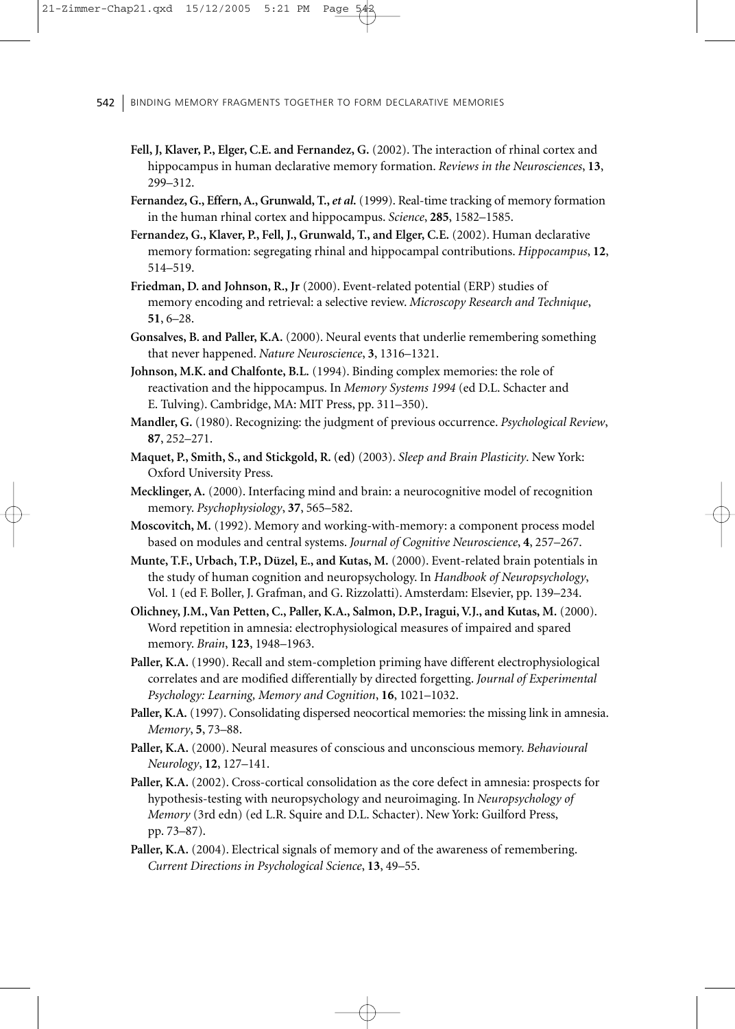**Fell, J, Klaver, P., Elger, C.E. and Fernandez, G.** (2002). The interaction of rhinal cortex and hippocampus in human declarative memory formation. *Reviews in the Neurosciences*, **13**, 299–312.

**Fernandez, G., Effern, A., Grunwald, T., *et al.*** (1999). Real-time tracking of memory formation in the human rhinal cortex and hippocampus. *Science*, **285**, 1582–1585.

**Fernandez, G., Klaver, P., Fell, J., Grunwald, T., and Elger, C.E.** (2002). Human declarative memory formation: segregating rhinal and hippocampal contributions. *Hippocampus*, **12**, 514–519.

**Friedman, D. and Johnson, R., Jr** (2000). Event-related potential (ERP) studies of memory encoding and retrieval: a selective review. *Microscopy Research and Technique*, **51**, 6–28.

**Gonsalves, B. and Paller, K.A.** (2000). Neural events that underlie remembering something that never happened. *Nature Neuroscience*, **3**, 1316–1321.

**Johnson, M.K. and Chalfonte, B.L.** (1994). Binding complex memories: the role of reactivation and the hippocampus. In *Memory Systems 1994* (ed D.L. Schacter and E. Tulving). Cambridge, MA: MIT Press, pp. 311–350).

**Mandler, G.** (1980). Recognizing: the judgment of previous occurrence. *Psychological Review*, **87**, 252–271.

**Maquet, P., Smith, S., and Stickgold, R. (ed)** (2003). *Sleep and Brain Plasticity*. New York: Oxford University Press.

**Mecklinger, A.** (2000). Interfacing mind and brain: a neurocognitive model of recognition memory. *Psychophysiology*, **37**, 565–582.

**Moscovitch, M.** (1992). Memory and working-with-memory: a component process model based on modules and central systems. *Journal of Cognitive Neuroscience*, **4**, 257–267.

**Munte, T.F., Urbach, T.P., Düzel, E., and Kutas, M.** (2000). Event-related brain potentials in the study of human cognition and neuropsychology. In *Handbook of Neuropsychology*, Vol. 1 (ed F. Boller, J. Grafman, and G. Rizzolatti). Amsterdam: Elsevier, pp. 139–234.

**Olichney, J.M., Van Petten, C., Paller, K.A., Salmon, D.P., Iragui, V.J., and Kutas, M.** (2000). Word repetition in amnesia: electrophysiological measures of impaired and spared memory. *Brain*, **123**, 1948–1963.

**Paller, K.A.** (1990). Recall and stem-completion priming have different electrophysiological correlates and are modified differentially by directed forgetting. *Journal of Experimental Psychology: Learning, Memory and Cognition*, **16**, 1021–1032.

**Paller, K.A.** (1997). Consolidating dispersed neocortical memories: the missing link in amnesia. *Memory*, **5**, 73–88.

**Paller, K.A.** (2000). Neural measures of conscious and unconscious memory. *Behavioural Neurology*, **12**, 127–141.

**Paller, K.A.** (2002). Cross-cortical consolidation as the core defect in amnesia: prospects for hypothesis-testing with neuropsychology and neuroimaging. In *Neuropsychology of Memory* (3rd edn) (ed L.R. Squire and D.L. Schacter). New York: Guilford Press, pp. 73–87).

**Paller, K.A.** (2004). Electrical signals of memory and of the awareness of remembering. *Current Directions in Psychological Science*, **13**, 49–55.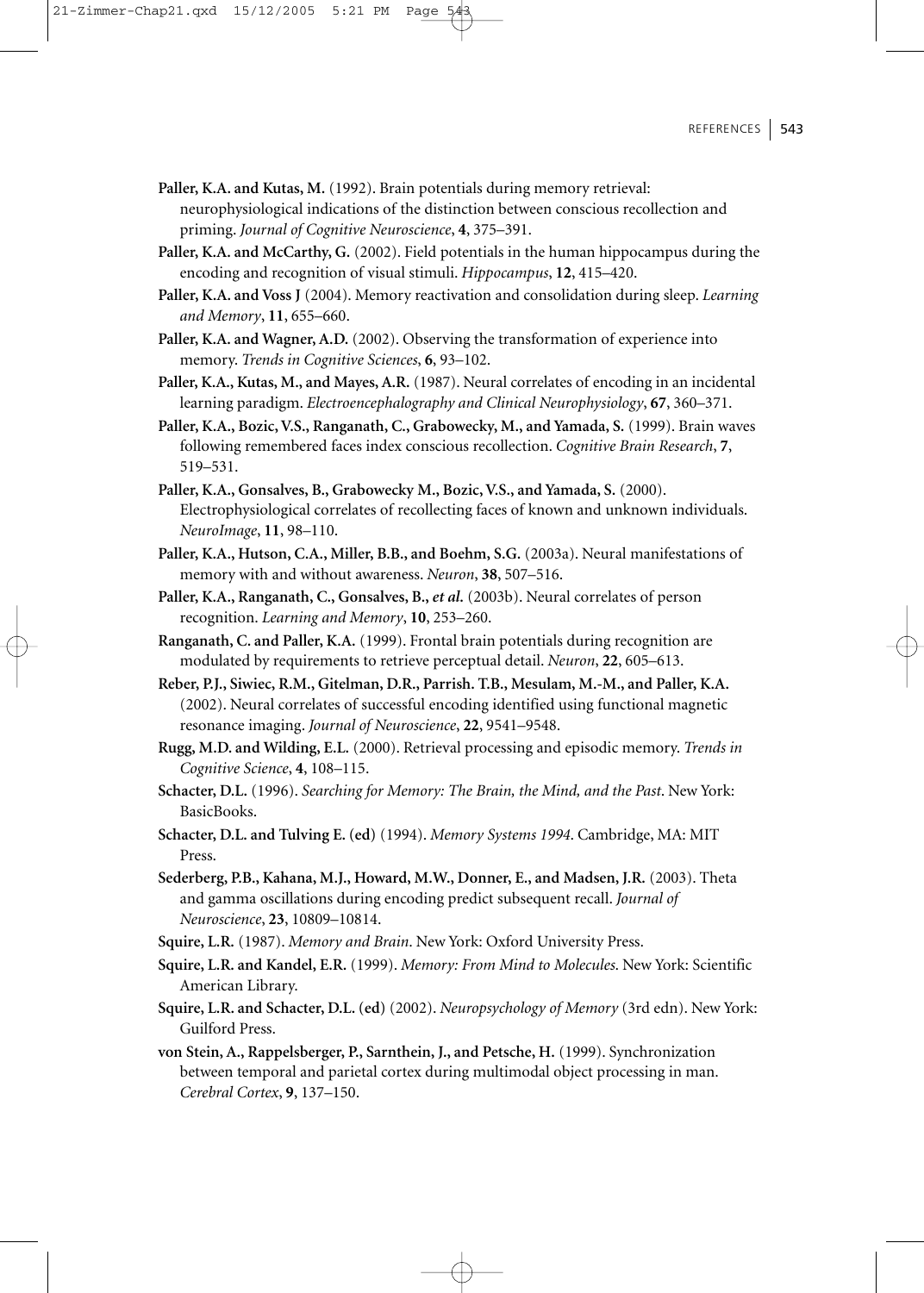**Paller, K.A. and Kutas, M.** (1992). Brain potentials during memory retrieval: neurophysiological indications of the distinction between conscious recollection and priming. *Journal of Cognitive Neuroscience*, **4**, 375–391.

**Paller, K.A. and McCarthy, G.** (2002). Field potentials in the human hippocampus during the encoding and recognition of visual stimuli. *Hippocampus*, **12**, 415–420.

**Paller, K.A. and Voss J** (2004). Memory reactivation and consolidation during sleep. *Learning and Memory*, **11**, 655–660.

**Paller, K.A. and Wagner, A.D.** (2002). Observing the transformation of experience into memory. *Trends in Cognitive Sciences*, **6**, 93–102.

**Paller, K.A., Kutas, M., and Mayes, A.R.** (1987). Neural correlates of encoding in an incidental learning paradigm. *Electroencephalography and Clinical Neurophysiology*, **67**, 360–371.

**Paller, K.A., Bozic, V.S., Ranganath, C., Grabowecky, M., and Yamada, S.** (1999). Brain waves following remembered faces index conscious recollection. *Cognitive Brain Research*, **7**, 519–531.

**Paller, K.A., Gonsalves, B., Grabowecky M., Bozic, V.S., and Yamada, S.** (2000). Electrophysiological correlates of recollecting faces of known and unknown individuals. *NeuroImage*, **11**, 98–110.

**Paller, K.A., Hutson, C.A., Miller, B.B., and Boehm, S.G.** (2003a). Neural manifestations of memory with and without awareness. *Neuron*, **38**, 507–516.

**Paller, K.A., Ranganath, C., Gonsalves, B., *et al.*** (2003b). Neural correlates of person recognition. *Learning and Memory*, **10**, 253–260.

**Ranganath, C. and Paller, K.A.** (1999). Frontal brain potentials during recognition are modulated by requirements to retrieve perceptual detail. *Neuron*, **22**, 605–613.

**Reber, P.J., Siwiec, R.M., Gitelman, D.R., Parrish. T.B., Mesulam, M.-M., and Paller, K.A.** (2002). Neural correlates of successful encoding identified using functional magnetic resonance imaging. *Journal of Neuroscience*, **22**, 9541–9548.

**Rugg, M.D. and Wilding, E.L.** (2000). Retrieval processing and episodic memory. *Trends in Cognitive Science*, **4**, 108–115.

**Schacter, D.L.** (1996). *Searching for Memory: The Brain, the Mind, and the Past*. New York: BasicBooks.

**Schacter, D.L. and Tulving E. (ed)** (1994). *Memory Systems 1994*. Cambridge, MA: MIT Press.

**Sederberg, P.B., Kahana, M.J., Howard, M.W., Donner, E., and Madsen, J.R.** (2003). Theta and gamma oscillations during encoding predict subsequent recall. *Journal of Neuroscience*, **23**, 10809–10814.

**Squire, L.R.** (1987). *Memory and Brain*. New York: Oxford University Press.

**Squire, L.R. and Kandel, E.R.** (1999). *Memory: From Mind to Molecules*. New York: Scientific American Library.

**Squire, L.R. and Schacter, D.L. (ed)** (2002). *Neuropsychology of Memory* (3rd edn). New York: Guilford Press.

**von Stein, A., Rappelsberger, P., Sarnthein, J., and Petsche, H.** (1999). Synchronization between temporal and parietal cortex during multimodal object processing in man. *Cerebral Cortex*, **9**, 137–150.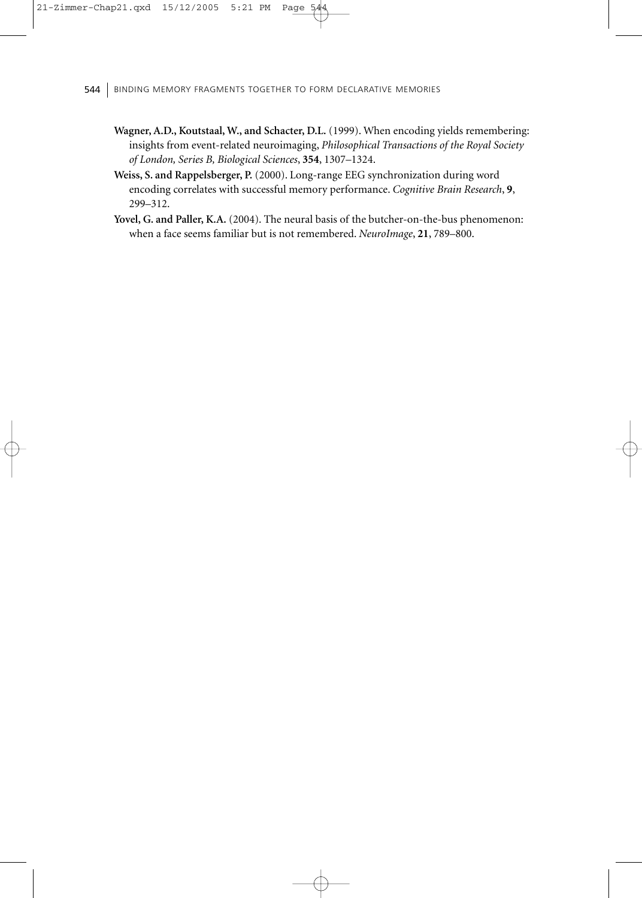**Wagner, A.D., Koutstaal, W., and Schacter, D.L.** (1999). When encoding yields remembering: insights from event-related neuroimaging, *Philosophical Transactions of the Royal Society of London, Series B, Biological Sciences*, **354**, 1307–1324.

**Weiss, S. and Rappelsberger, P.** (2000). Long-range EEG synchronization during word encoding correlates with successful memory performance. *Cognitive Brain Research*, **9**, 299–312.

**Yovel, G. and Paller, K.A.** (2004). The neural basis of the butcher-on-the-bus phenomenon: when a face seems familiar but is not remembered. *NeuroImage*, **21**, 789–800.